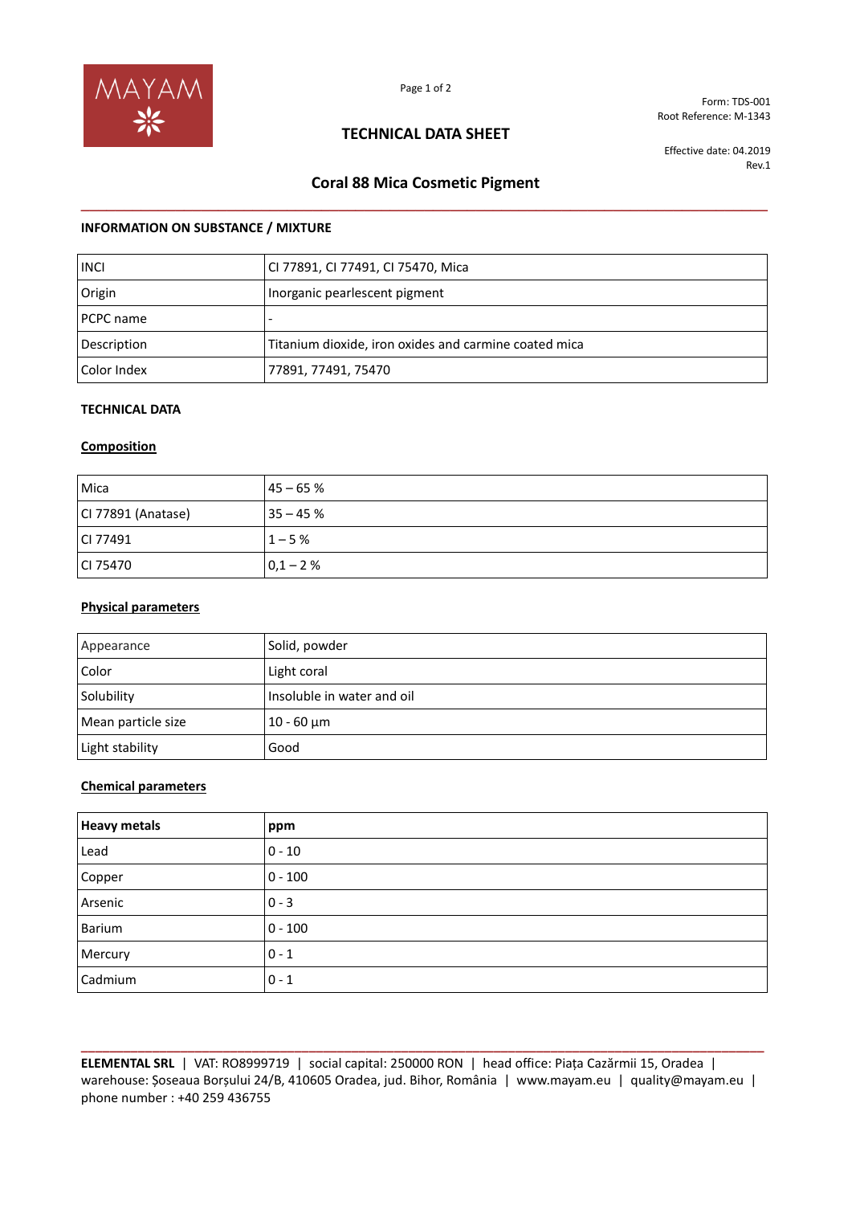Form: TDS-001
Root Reference: M-1343

# TECHNICAL DATA SHEET

Effective date: 04.2019
Rev.1

## Coral 88 Mica Cosmetic Pigment

### INFORMATION ON SUBSTANCE / MIXTURE

| | |
|---|---|
| INCI | CI 77891, CI 77491, CI 75470, Mica |
| Origin | Inorganic pearlescent pigment |
| PCPC name | - |
| Description | Titanium dioxide, iron oxides and carmine coated mica |
| Color Index | 77891, 77491, 75470 |

### TECHNICAL DATA

**Composition**

| | |
|---|---|
| Mica | 45 – 65 % |
| CI 77891 (Anatase) | 35 – 45 % |
| CI 77491 | 1 – 5 % |
| CI 75470 | 0,1 – 2 % |

**Physical parameters**

| | |
|---|---|
| Appearance | Solid, powder |
| Color | Light coral |
| Solubility | Insoluble in water and oil |
| Mean particle size | 10 - 60 µm |
| Light stability | Good |

**Chemical parameters**

| Heavy metals | ppm |
|---|---|
| Lead | 0 - 10 |
| Copper | 0 - 100 |
| Arsenic | 0 - 3 |
| Barium | 0 - 100 |
| Mercury | 0 - 1 |
| Cadmium | 0 - 1 |

**ELEMENTAL SRL** | VAT: RO8999719 | social capital: 250000 RON | head office: Piața Cazărmii 15, Oradea | warehouse: Șoseaua Borșului 24/B, 410605 Oradea, jud. Bihor, România | www.mayam.eu | quality@mayam.eu | phone number : +40 259 436755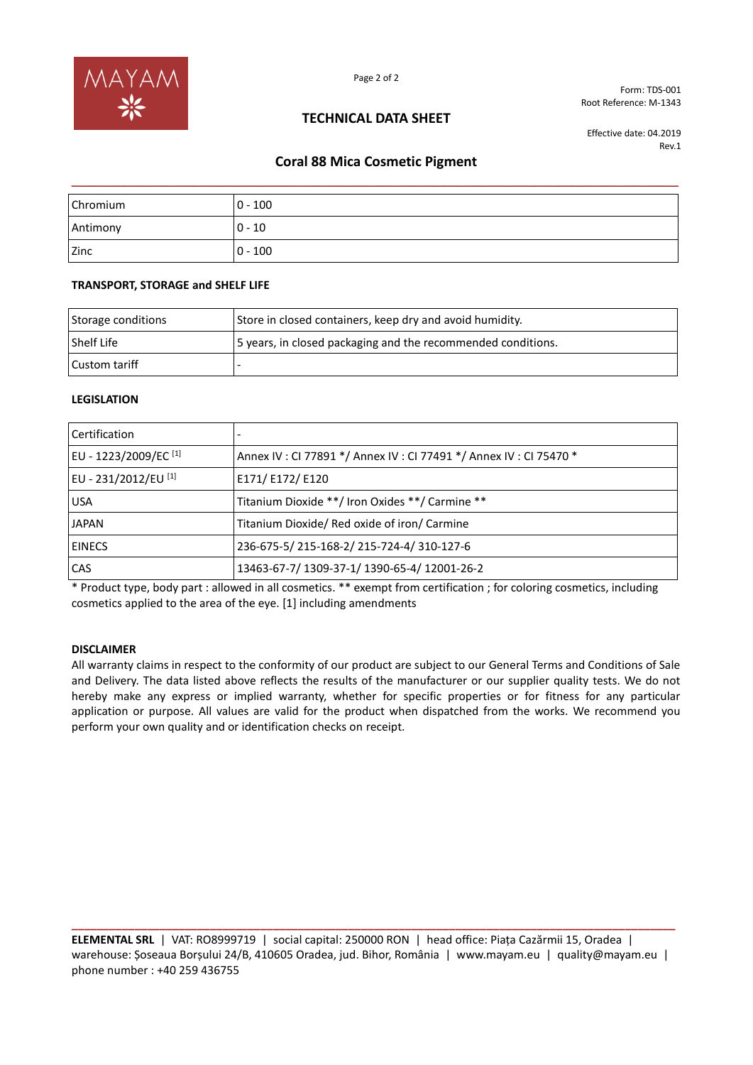| | |
|---|---|
| Chromium | 0 - 100 |
| Antimony | 0 - 10 |
| Zinc | 0 - 100 |

**TRANSPORT, STORAGE and SHELF LIFE**

| | |
|---|---|
| Storage conditions | Store in closed containers, keep dry and avoid humidity. |
| Shelf Life | 5 years, in closed packaging and the recommended conditions. |
| Custom tariff | - |

**LEGISLATION**

| | |
|---|---|
| Certification | - |
| EU - 1223/2009/EC [1] | Annex IV : CI 77891 */ Annex IV : CI 77491 */ Annex IV : CI 75470 * |
| EU - 231/2012/EU [1] | E171/ E172/ E120 |
| USA | Titanium Dioxide **/ Iron Oxides **/ Carmine ** |
| JAPAN | Titanium Dioxide/ Red oxide of iron/ Carmine |
| EINECS | 236-675-5/ 215-168-2/ 215-724-4/ 310-127-6 |
| CAS | 13463-67-7/ 1309-37-1/ 1390-65-4/ 12001-26-2 |

* Product type, body part : allowed in all cosmetics. ** exempt from certification ; for coloring cosmetics, including cosmetics applied to the area of the eye. [1] including amendments

**DISCLAIMER**

All warranty claims in respect to the conformity of our product are subject to our General Terms and Conditions of Sale and Delivery. The data listed above reflects the results of the manufacturer or our supplier quality tests. We do not hereby make any express or implied warranty, whether for specific properties or for fitness for any particular application or purpose. All values are valid for the product when dispatched from the works. We recommend you perform your own quality and or identification checks on receipt.

**ELEMENTAL SRL** | VAT: RO8999719 | social capital: 250000 RON | head office: Piața Cazărmii 15, Oradea | warehouse: Șoseaua Borșului 24/B, 410605 Oradea, jud. Bihor, România | www.mayam.eu | quality@mayam.eu | phone number : +40 259 436755